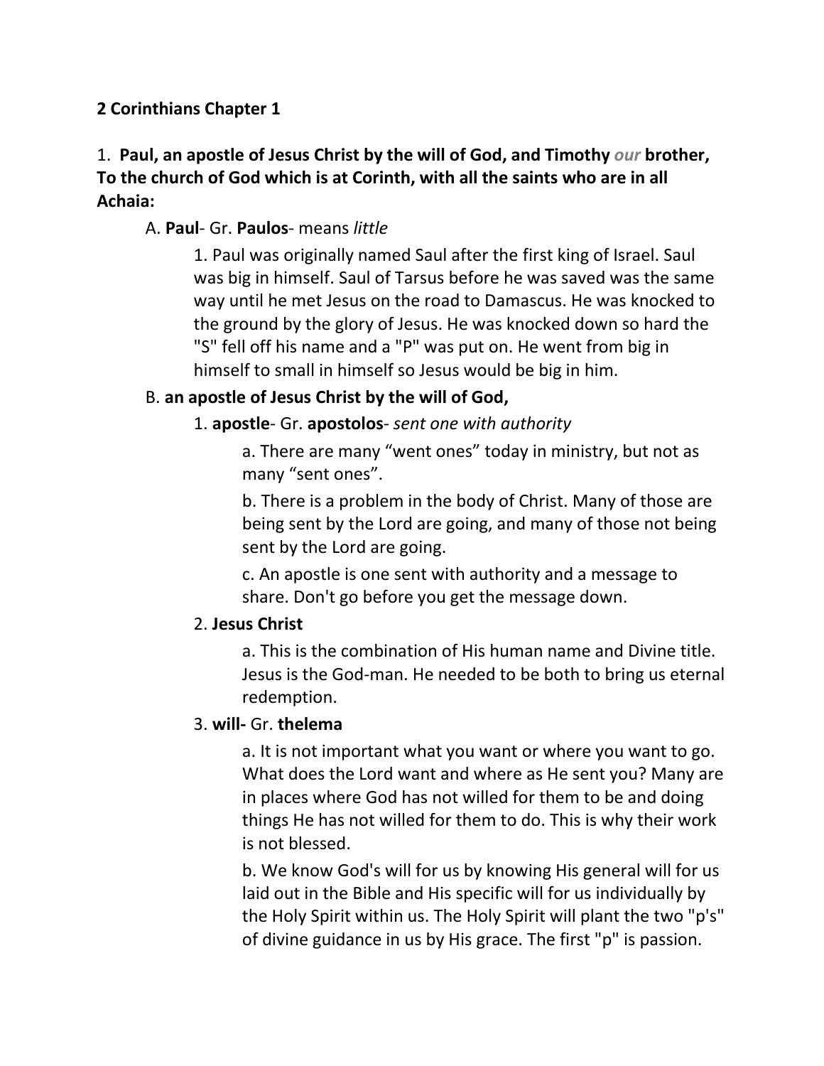**2 Corinthians Chapter 1**

1. **Paul, an apostle of Jesus Christ by the will of God, and Timothy *our* brother, To the church of God which is at Corinth, with all the saints who are in all Achaia:**

A. **Paul**- Gr. **Paulos**- means *little*

1. Paul was originally named Saul after the first king of Israel. Saul was big in himself. Saul of Tarsus before he was saved was the same way until he met Jesus on the road to Damascus. He was knocked to the ground by the glory of Jesus. He was knocked down so hard the "S" fell off his name and a "P" was put on. He went from big in himself to small in himself so Jesus would be big in him.

B. **an apostle of Jesus Christ by the will of God,**

1. **apostle**- Gr. **apostolos**- *sent one with authority*

a. There are many "went ones" today in ministry, but not as many "sent ones".

b. There is a problem in the body of Christ. Many of those are being sent by the Lord are going, and many of those not being sent by the Lord are going.

c. An apostle is one sent with authority and a message to share. Don't go before you get the message down.

2. **Jesus Christ**

a. This is the combination of His human name and Divine title. Jesus is the God-man. He needed to be both to bring us eternal redemption.

3. **will-** Gr. **thelema**

a. It is not important what you want or where you want to go. What does the Lord want and where as He sent you? Many are in places where God has not willed for them to be and doing things He has not willed for them to do. This is why their work is not blessed.

b. We know God's will for us by knowing His general will for us laid out in the Bible and His specific will for us individually by the Holy Spirit within us. The Holy Spirit will plant the two "p's" of divine guidance in us by His grace. The first "p" is passion.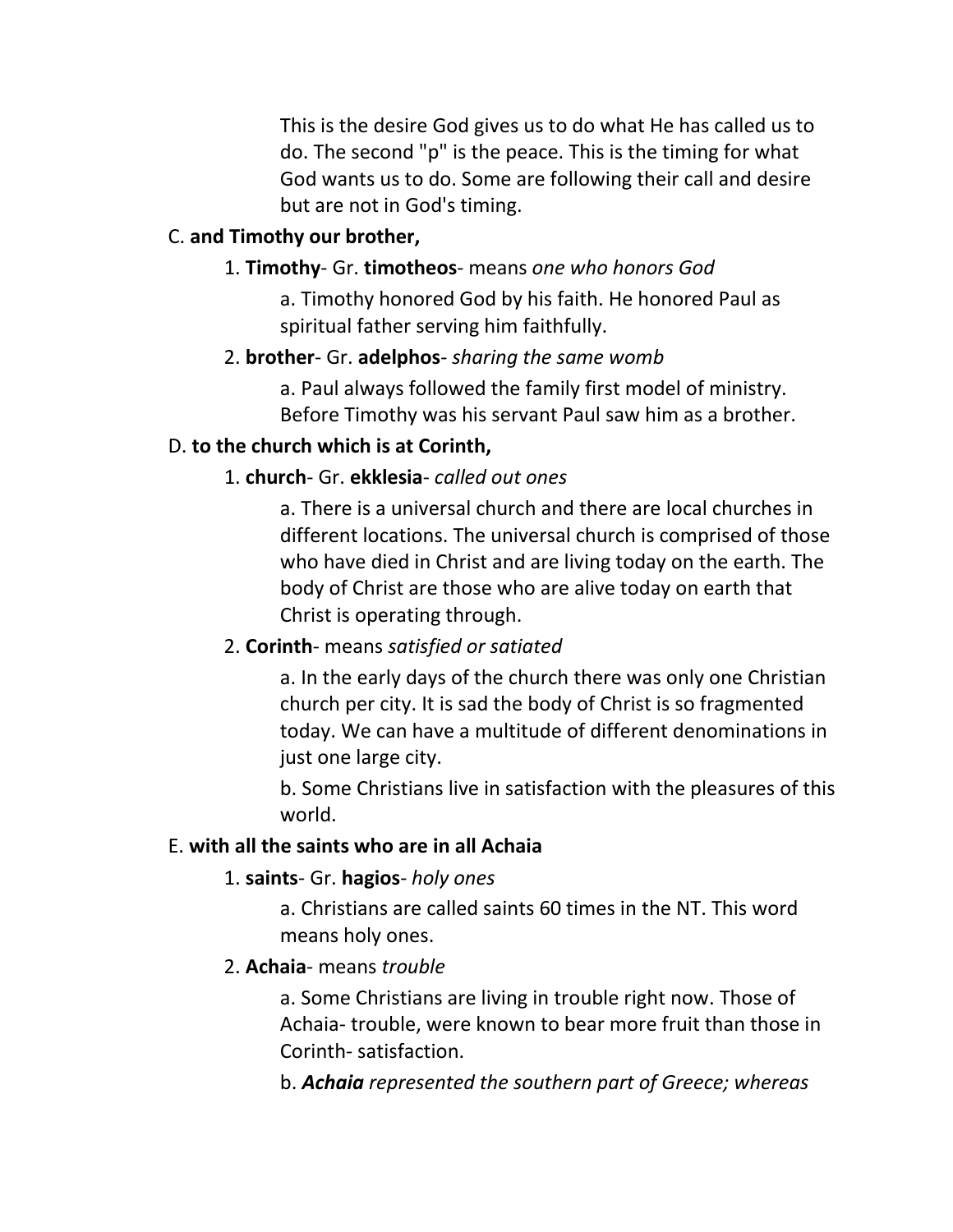This is the desire God gives us to do what He has called us to do. The second "p" is the peace. This is the timing for what God wants us to do. Some are following their call and desire but are not in God's timing.

C. **and Timothy our brother,**

1. **Timothy**- Gr. **timotheos**- means *one who honors God*

a. Timothy honored God by his faith. He honored Paul as spiritual father serving him faithfully.

2. **brother**- Gr. **adelphos**- *sharing the same womb*

a. Paul always followed the family first model of ministry. Before Timothy was his servant Paul saw him as a brother.

D. **to the church which is at Corinth,**

1. **church**- Gr. **ekklesia**- *called out ones*

a. There is a universal church and there are local churches in different locations. The universal church is comprised of those who have died in Christ and are living today on the earth. The body of Christ are those who are alive today on earth that Christ is operating through.

2. **Corinth**- means *satisfied or satiated*

a. In the early days of the church there was only one Christian church per city. It is sad the body of Christ is so fragmented today. We can have a multitude of different denominations in just one large city.

b. Some Christians live in satisfaction with the pleasures of this world.

E. **with all the saints who are in all Achaia**

1. **saints**- Gr. **hagios**- *holy ones*

a. Christians are called saints 60 times in the NT. This word means holy ones.

2. **Achaia**- means *trouble*

a. Some Christians are living in trouble right now. Those of Achaia- trouble, were known to bear more fruit than those in Corinth- satisfaction.

b. ***Achaia*** *represented the southern part of Greece; whereas*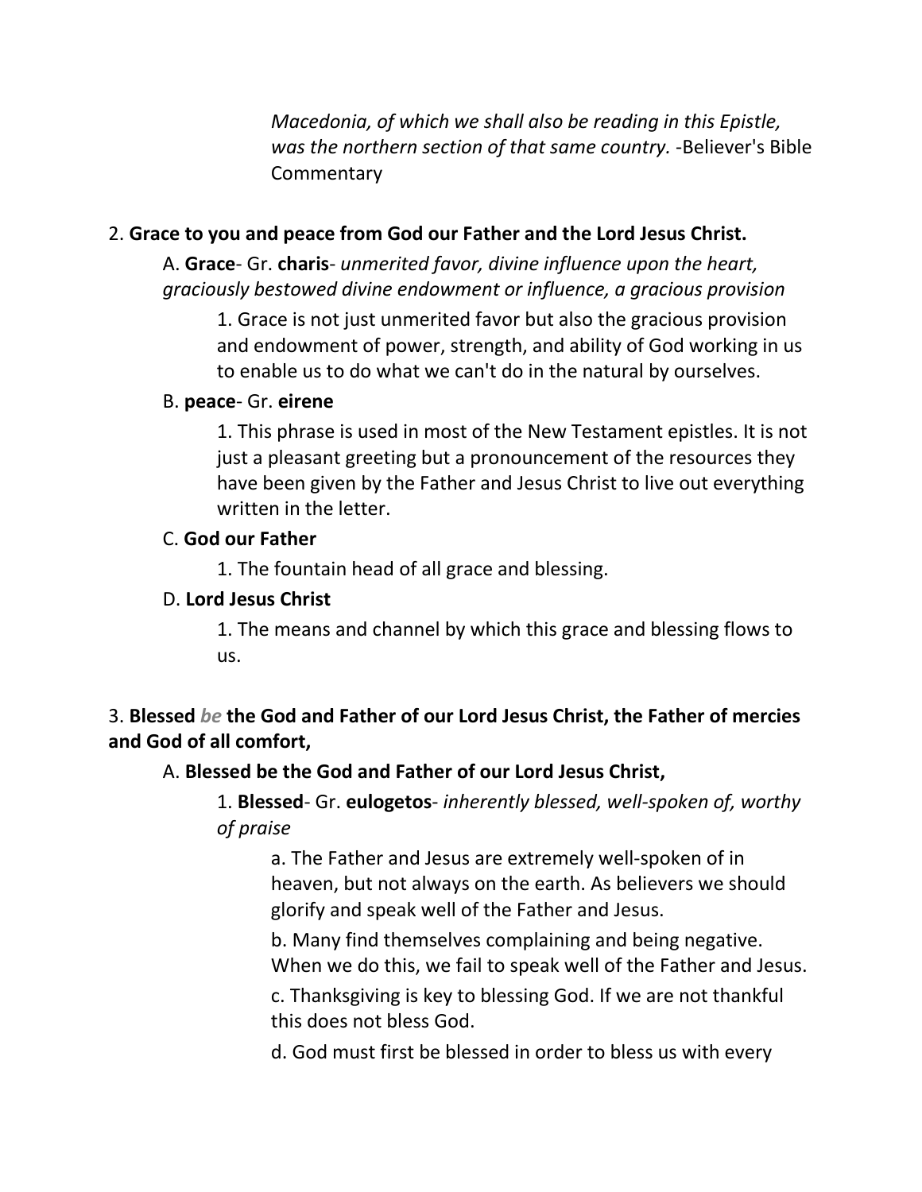*Macedonia, of which we shall also be reading in this Epistle, was the northern section of that same country.* -Believer's Bible Commentary

2. **Grace to you and peace from God our Father and the Lord Jesus Christ.**

A. **Grace**- Gr. **charis**- *unmerited favor, divine influence upon the heart, graciously bestowed divine endowment or influence, a gracious provision*

1. Grace is not just unmerited favor but also the gracious provision and endowment of power, strength, and ability of God working in us to enable us to do what we can't do in the natural by ourselves.

B. **peace**- Gr. **eirene**

1. This phrase is used in most of the New Testament epistles. It is not just a pleasant greeting but a pronouncement of the resources they have been given by the Father and Jesus Christ to live out everything written in the letter.

C. **God our Father**

1. The fountain head of all grace and blessing.

D. **Lord Jesus Christ**

1. The means and channel by which this grace and blessing flows to us.

3. **Blessed *be* the God and Father of our Lord Jesus Christ, the Father of mercies and God of all comfort,**

A. **Blessed be the God and Father of our Lord Jesus Christ,**

1. **Blessed**- Gr. **eulogetos**- *inherently blessed, well-spoken of, worthy of praise*

a. The Father and Jesus are extremely well-spoken of in heaven, but not always on the earth. As believers we should glorify and speak well of the Father and Jesus.

b. Many find themselves complaining and being negative. When we do this, we fail to speak well of the Father and Jesus.

c. Thanksgiving is key to blessing God. If we are not thankful this does not bless God.

d. God must first be blessed in order to bless us with every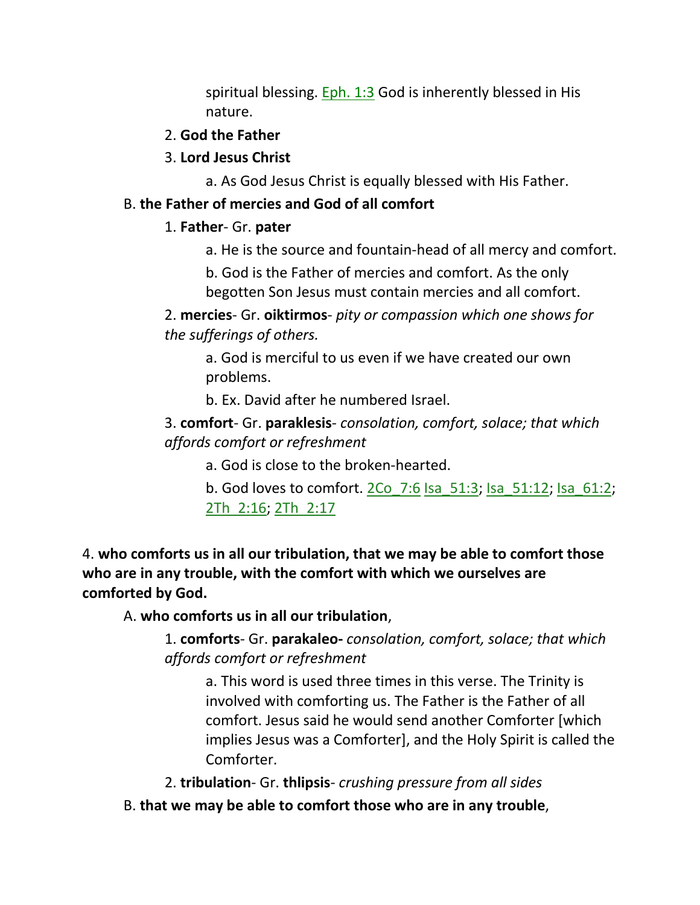spiritual blessing. Eph. 1:3 God is inherently blessed in His nature.

2. **God the Father**

3. **Lord Jesus Christ**

a. As God Jesus Christ is equally blessed with His Father.

B. **the Father of mercies and God of all comfort**

1. **Father**- Gr. **pater**

a. He is the source and fountain-head of all mercy and comfort.

b. God is the Father of mercies and comfort. As the only begotten Son Jesus must contain mercies and all comfort.

2. **mercies**- Gr. **oiktirmos**- *pity or compassion which one shows for the sufferings of others.*

a. God is merciful to us even if we have created our own problems.

b. Ex. David after he numbered Israel.

3. **comfort**- Gr. **paraklesis**- *consolation, comfort, solace; that which affords comfort or refreshment*

a. God is close to the broken-hearted.

b. God loves to comfort. 2Co_7:6 Isa_51:3; Isa_51:12; Isa_61:2; 2Th_2:16; 2Th_2:17

4. **who comforts us in all our tribulation, that we may be able to comfort those who are in any trouble, with the comfort with which we ourselves are comforted by God.**

A. **who comforts us in all our tribulation**,

1. **comforts**- Gr. **parakaleo-** *consolation, comfort, solace; that which affords comfort or refreshment*

a. This word is used three times in this verse. The Trinity is involved with comforting us. The Father is the Father of all comfort. Jesus said he would send another Comforter [which implies Jesus was a Comforter], and the Holy Spirit is called the Comforter.

2. **tribulation**- Gr. **thlipsis**- *crushing pressure from all sides*

B. **that we may be able to comfort those who are in any trouble**,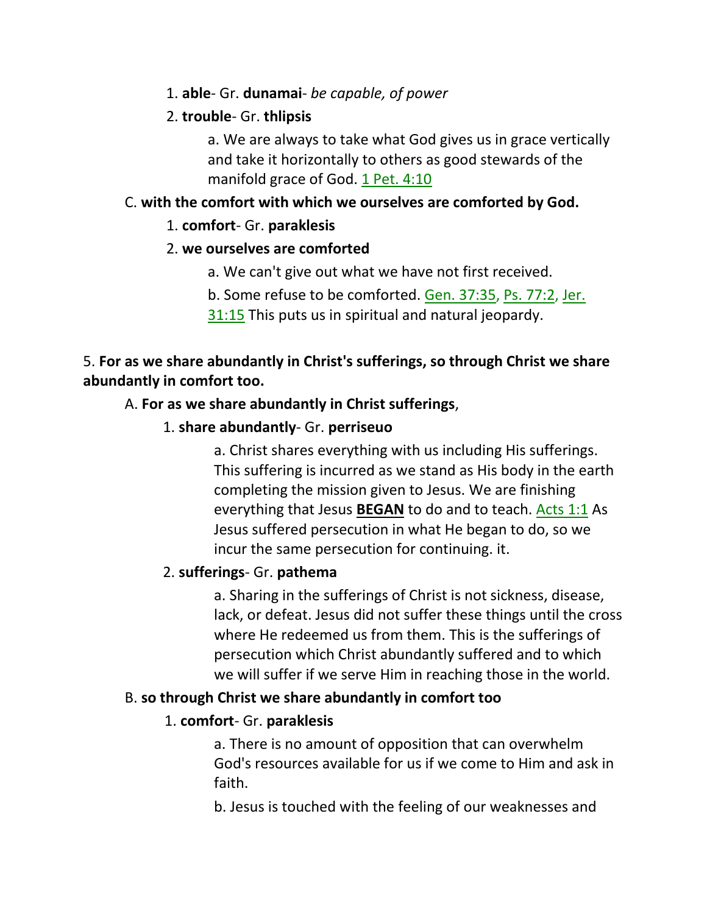1. **able**- Gr. **dunamai**- *be capable, of power*

2. **trouble**- Gr. **thlipsis**

    a. We are always to take what God gives us in grace vertically and take it horizontally to others as good stewards of the manifold grace of God. 1 Pet. 4:10

C. **with the comfort with which we ourselves are comforted by God.**

1. **comfort**- Gr. **paraklesis**

2. **we ourselves are comforted**

    a. We can't give out what we have not first received.

    b. Some refuse to be comforted. Gen. 37:35, Ps. 77:2, Jer. 31:15 This puts us in spiritual and natural jeopardy.

5. **For as we share abundantly in Christ's sufferings, so through Christ we share abundantly in comfort too.**

A. **For as we share abundantly in Christ sufferings**,

1. **share abundantly**- Gr. **perriseuo**

    a. Christ shares everything with us including His sufferings. This suffering is incurred as we stand as His body in the earth completing the mission given to Jesus. We are finishing everything that Jesus **BEGAN** to do and to teach. Acts 1:1 As Jesus suffered persecution in what He began to do, so we incur the same persecution for continuing. it.

2. **sufferings**- Gr. **pathema**

    a. Sharing in the sufferings of Christ is not sickness, disease, lack, or defeat. Jesus did not suffer these things until the cross where He redeemed us from them. This is the sufferings of persecution which Christ abundantly suffered and to which we will suffer if we serve Him in reaching those in the world.

B. **so through Christ we share abundantly in comfort too**

1. **comfort**- Gr. **paraklesis**

    a. There is no amount of opposition that can overwhelm God's resources available for us if we come to Him and ask in faith.

    b. Jesus is touched with the feeling of our weaknesses and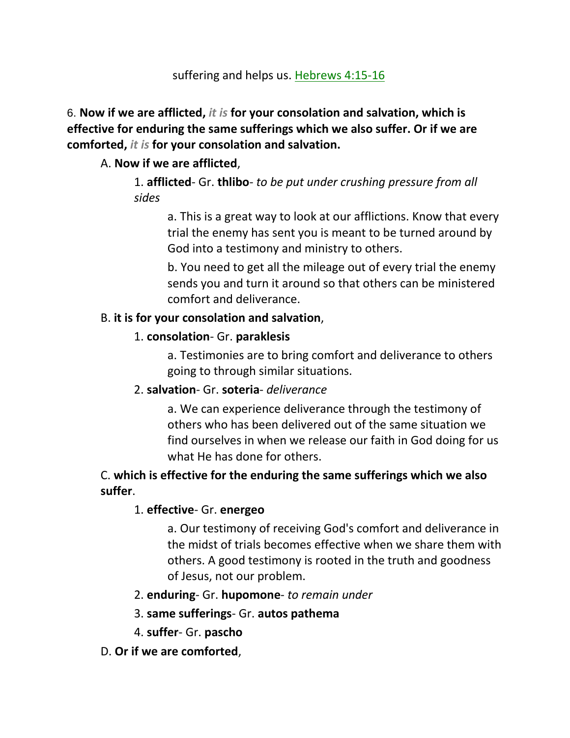suffering and helps us. Hebrews 4:15-16

6. **Now if we are afflicted,** ***it is*** **for your consolation and salvation, which is effective for enduring the same sufferings which we also suffer. Or if we are comforted,** ***it is*** **for your consolation and salvation.**

A. **Now if we are afflicted**,

1. **afflicted**- Gr. **thlibo**- *to be put under crushing pressure from all sides*

a. This is a great way to look at our afflictions. Know that every trial the enemy has sent you is meant to be turned around by God into a testimony and ministry to others.

b. You need to get all the mileage out of every trial the enemy sends you and turn it around so that others can be ministered comfort and deliverance.

B. **it is for your consolation and salvation**,

1. **consolation**- Gr. **paraklesis**

a. Testimonies are to bring comfort and deliverance to others going to through similar situations.

2. **salvation**- Gr. **soteria**- *deliverance*

a. We can experience deliverance through the testimony of others who has been delivered out of the same situation we find ourselves in when we release our faith in God doing for us what He has done for others.

C. **which is effective for the enduring the same sufferings which we also suffer**.

1. **effective**- Gr. **energeo**

a. Our testimony of receiving God's comfort and deliverance in the midst of trials becomes effective when we share them with others. A good testimony is rooted in the truth and goodness of Jesus, not our problem.

2. **enduring**- Gr. **hupomone**- *to remain under*

3. **same sufferings**- Gr. **autos pathema**

4. **suffer**- Gr. **pascho**

D. **Or if we are comforted**,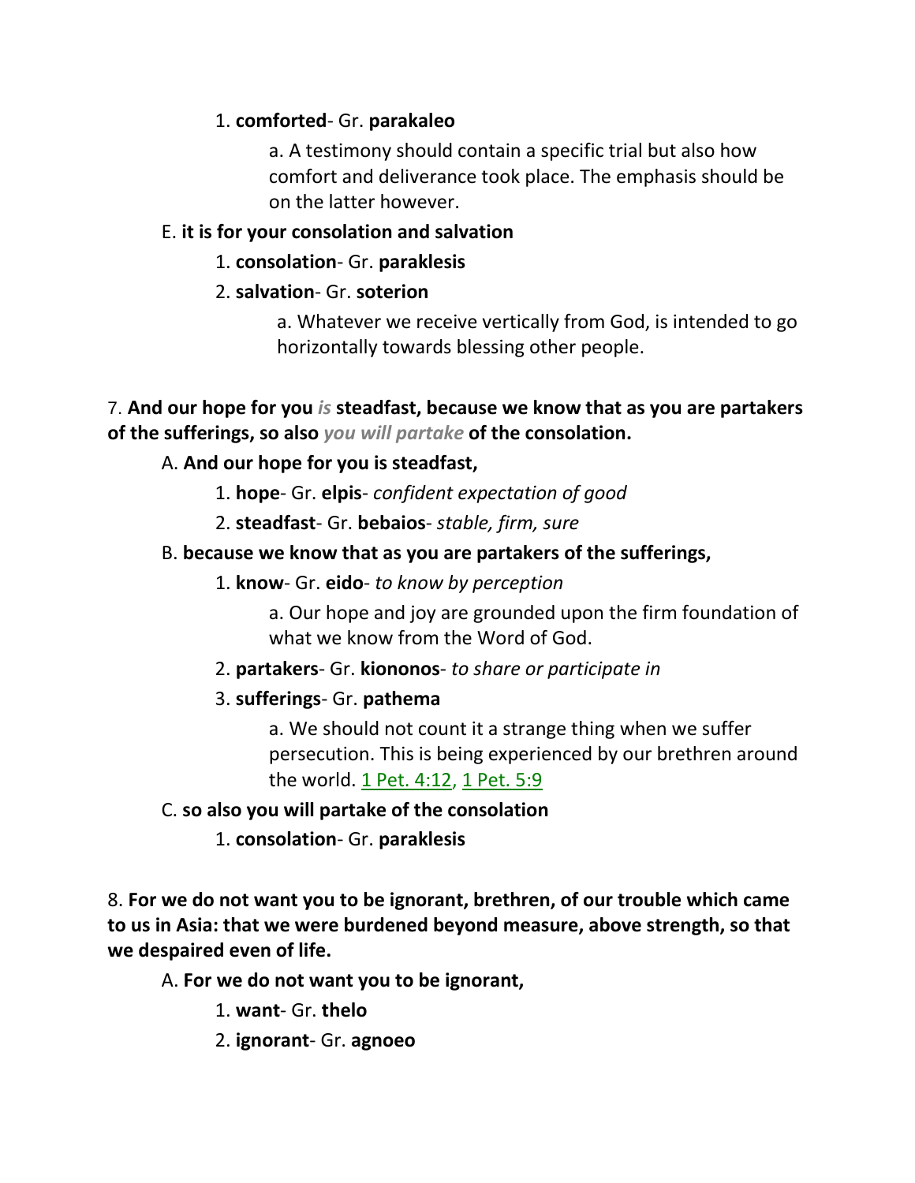1. **comforted**- Gr. **parakaleo**

    a. A testimony should contain a specific trial but also how comfort and deliverance took place. The emphasis should be on the latter however.

E. **it is for your consolation and salvation**

1. **consolation**- Gr. **paraklesis**

2. **salvation**- Gr. **soterion**

    a. Whatever we receive vertically from God, is intended to go horizontally towards blessing other people.

7. **And our hope for you *is* steadfast, because we know that as you are partakers of the sufferings, so also *you will partake* of the consolation.**

A. **And our hope for you is steadfast,**

1. **hope**- Gr. **elpis**- *confident expectation of good*

2. **steadfast**- Gr. **bebaios**- *stable, firm, sure*

B. **because we know that as you are partakers of the sufferings,**

1. **know**- Gr. **eido**- *to know by perception*

    a. Our hope and joy are grounded upon the firm foundation of what we know from the Word of God.

2. **partakers**- Gr. **kiononos**- *to share or participate in*

3. **sufferings**- Gr. **pathema**

    a. We should not count it a strange thing when we suffer persecution. This is being experienced by our brethren around the world. 1 Pet. 4:12, 1 Pet. 5:9

C. **so also you will partake of the consolation**

1. **consolation**- Gr. **paraklesis**

8. **For we do not want you to be ignorant, brethren, of our trouble which came to us in Asia: that we were burdened beyond measure, above strength, so that we despaired even of life.**

A. **For we do not want you to be ignorant,**

1. **want**- Gr. **thelo**

2. **ignorant**- Gr. **agnoeo**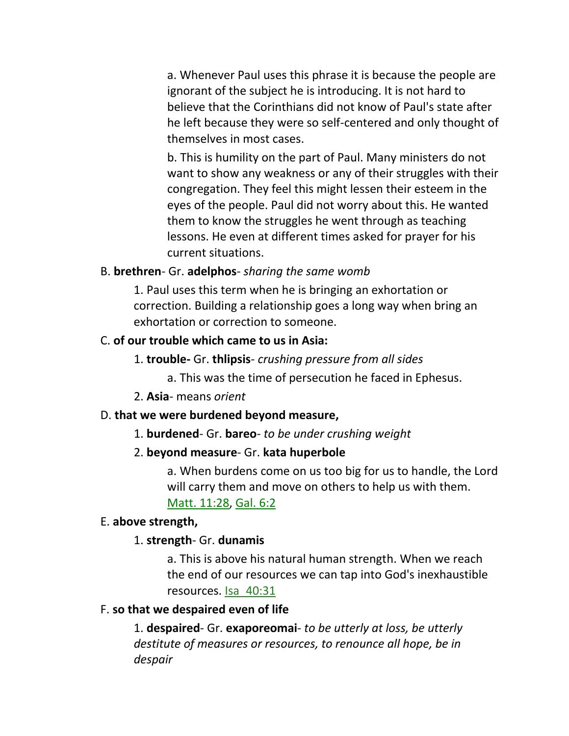a. Whenever Paul uses this phrase it is because the people are ignorant of the subject he is introducing. It is not hard to believe that the Corinthians did not know of Paul's state after he left because they were so self-centered and only thought of themselves in most cases.

b. This is humility on the part of Paul. Many ministers do not want to show any weakness or any of their struggles with their congregation. They feel this might lessen their esteem in the eyes of the people. Paul did not worry about this. He wanted them to know the struggles he went through as teaching lessons. He even at different times asked for prayer for his current situations.

B. **brethren**- Gr. **adelphos**- *sharing the same womb*

1. Paul uses this term when he is bringing an exhortation or correction. Building a relationship goes a long way when bring an exhortation or correction to someone.

C. **of our trouble which came to us in Asia:**

1. **trouble-** Gr. **thlipsis**- *crushing pressure from all sides*

a. This was the time of persecution he faced in Ephesus.

2. **Asia**- means *orient*

D. **that we were burdened beyond measure,**

1. **burdened**- Gr. **bareo**- *to be under crushing weight*

2. **beyond measure**- Gr. **kata huperbole**

a. When burdens come on us too big for us to handle, the Lord will carry them and move on others to help us with them. Matt. 11:28, Gal. 6:2

E. **above strength,**

1. **strength**- Gr. **dunamis**

a. This is above his natural human strength. When we reach the end of our resources we can tap into God's inexhaustible resources. Isa 40:31

F. **so that we despaired even of life**

1. **despaired**- Gr. **exaporeomai**- *to be utterly at loss, be utterly destitute of measures or resources, to renounce all hope, be in despair*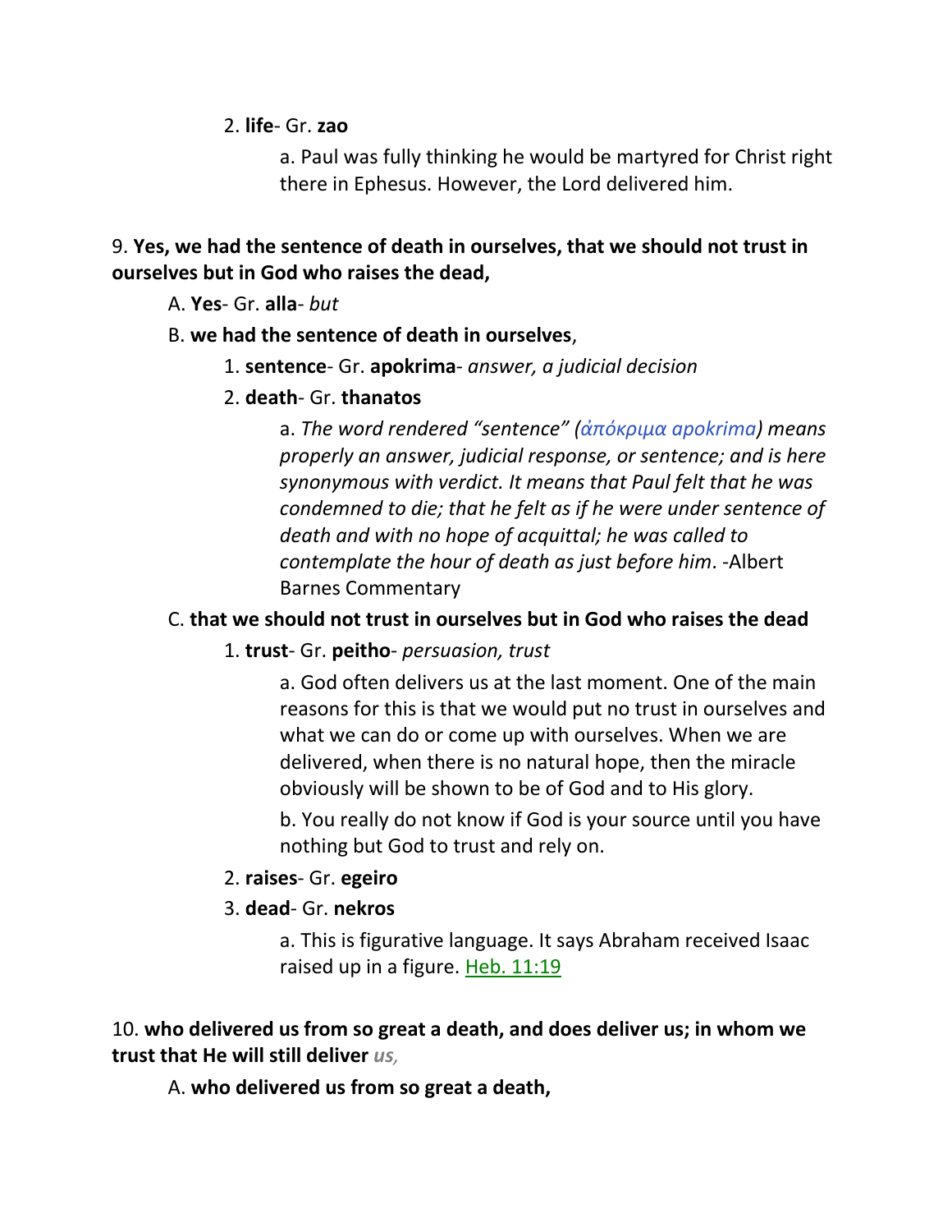2. **life**- Gr. **zao**

a. Paul was fully thinking he would be martyred for Christ right there in Ephesus. However, the Lord delivered him.

9. **Yes, we had the sentence of death in ourselves, that we should not trust in ourselves but in God who raises the dead,**

A. **Yes**- Gr. **alla**- *but*

B. **we had the sentence of death in ourselves**,

1. **sentence**- Gr. **apokrima**- *answer, a judicial decision*

2. **death**- Gr. **thanatos**

a. *The word rendered "sentence" (ἀπόκριμα apokrima) means properly an answer, judicial response, or sentence; and is here synonymous with verdict. It means that Paul felt that he was condemned to die; that he felt as if he were under sentence of death and with no hope of acquittal; he was called to contemplate the hour of death as just before him*. -Albert Barnes Commentary

C. **that we should not trust in ourselves but in God who raises the dead**

1. **trust**- Gr. **peitho**- *persuasion, trust*

a. God often delivers us at the last moment. One of the main reasons for this is that we would put no trust in ourselves and what we can do or come up with ourselves. When we are delivered, when there is no natural hope, then the miracle obviously will be shown to be of God and to His glory.

b. You really do not know if God is your source until you have nothing but God to trust and rely on.

2. **raises**- Gr. **egeiro**

3. **dead**- Gr. **nekros**

a. This is figurative language. It says Abraham received Isaac raised up in a figure. Heb. 11:19

10. **who delivered us from so great a death, and does deliver us; in whom we trust that He will still deliver** *us,*

A. **who delivered us from so great a death,**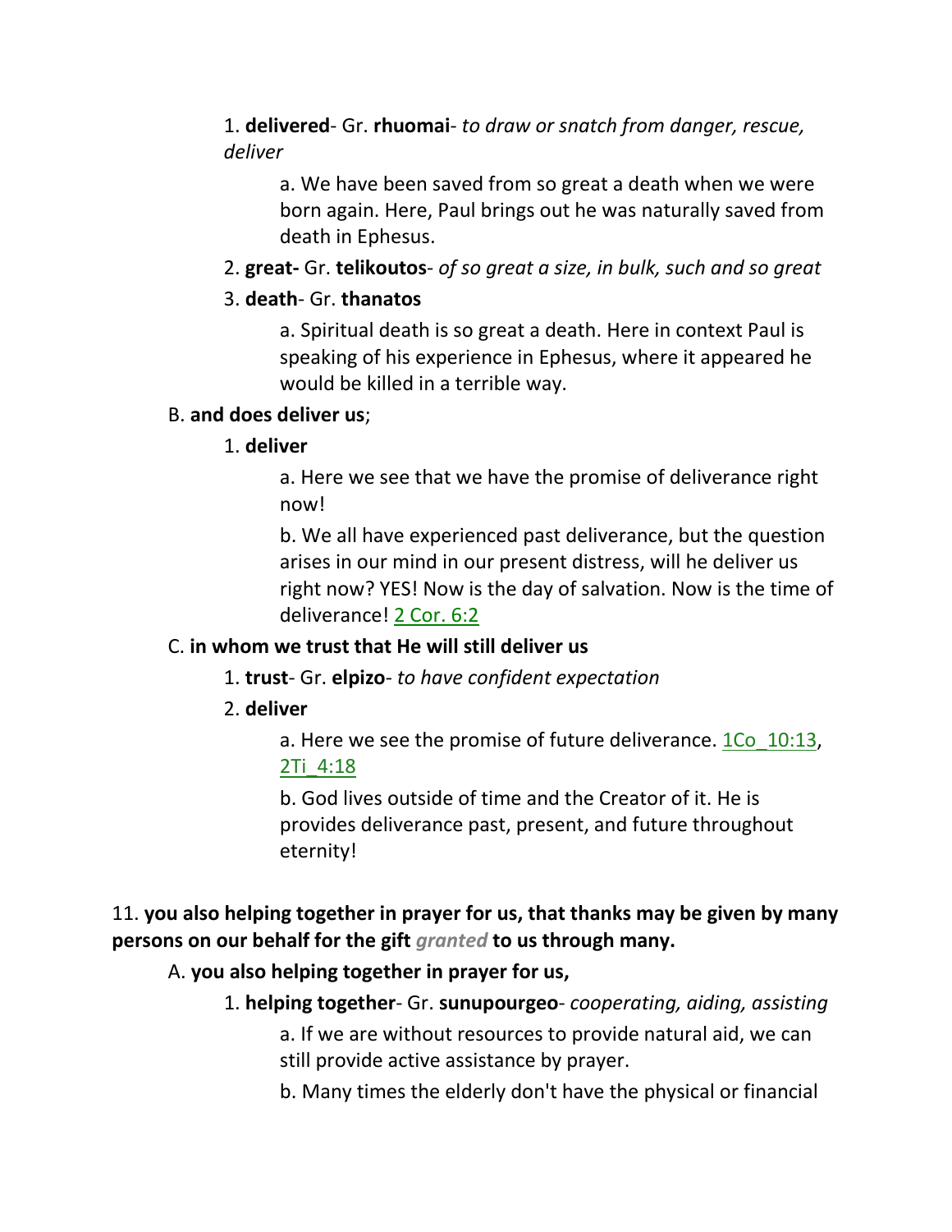1. **delivered**- Gr. **rhuomai**- *to draw or snatch from danger, rescue, deliver*

   a. We have been saved from so great a death when we were born again. Here, Paul brings out he was naturally saved from death in Ephesus.

2. **great-** Gr. **telikoutos**- *of so great a size, in bulk, such and so great*

3. **death**- Gr. **thanatos**

   a. Spiritual death is so great a death. Here in context Paul is speaking of his experience in Ephesus, where it appeared he would be killed in a terrible way.

B. **and does deliver us**;

1. **deliver**

   a. Here we see that we have the promise of deliverance right now!

   b. We all have experienced past deliverance, but the question arises in our mind in our present distress, will he deliver us right now? YES! Now is the day of salvation. Now is the time of deliverance! 2 Cor. 6:2

C. **in whom we trust that He will still deliver us**

1. **trust**- Gr. **elpizo**- *to have confident expectation*

2. **deliver**

   a. Here we see the promise of future deliverance. 1Co_10:13, 2Ti_4:18

   b. God lives outside of time and the Creator of it. He is provides deliverance past, present, and future throughout eternity!

11. **you also helping together in prayer for us, that thanks may be given by many persons on our behalf for the gift** ***granted*** **to us through many.**

A. **you also helping together in prayer for us,**

1. **helping together**- Gr. **sunupourgeo**- *cooperating, aiding, assisting*

   a. If we are without resources to provide natural aid, we can still provide active assistance by prayer.

   b. Many times the elderly don't have the physical or financial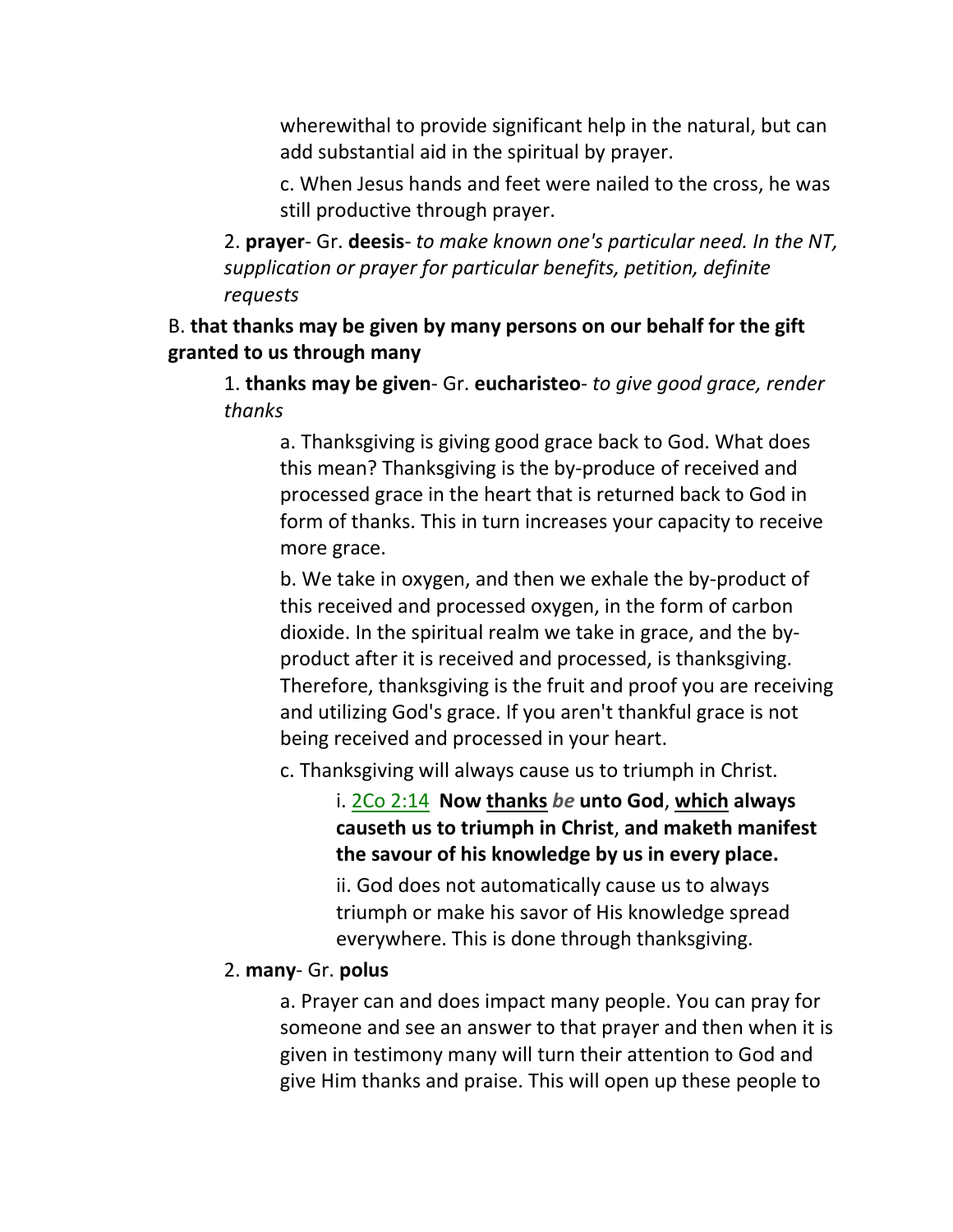wherewithal to provide significant help in the natural, but can add substantial aid in the spiritual by prayer.

c. When Jesus hands and feet were nailed to the cross, he was still productive through prayer.

2. **prayer**- Gr. **deesis**- *to make known one's particular need. In the NT, supplication or prayer for particular benefits, petition, definite requests*

B. **that thanks may be given by many persons on our behalf for the gift granted to us through many**

1. **thanks may be given**- Gr. **eucharisteo**- *to give good grace, render thanks*

a. Thanksgiving is giving good grace back to God. What does this mean? Thanksgiving is the by-produce of received and processed grace in the heart that is returned back to God in form of thanks. This in turn increases your capacity to receive more grace.

b. We take in oxygen, and then we exhale the by-product of this received and processed oxygen, in the form of carbon dioxide. In the spiritual realm we take in grace, and the by-product after it is received and processed, is thanksgiving. Therefore, thanksgiving is the fruit and proof you are receiving and utilizing God's grace. If you aren't thankful grace is not being received and processed in your heart.

c. Thanksgiving will always cause us to triumph in Christ.

i. 2Co 2:14 **Now thanks *be* unto God, which always causeth us to triumph in Christ, and maketh manifest the savour of his knowledge by us in every place.**

ii. God does not automatically cause us to always triumph or make his savor of His knowledge spread everywhere. This is done through thanksgiving.

2. **many**- Gr. **polus**

a. Prayer can and does impact many people. You can pray for someone and see an answer to that prayer and then when it is given in testimony many will turn their attention to God and give Him thanks and praise. This will open up these people to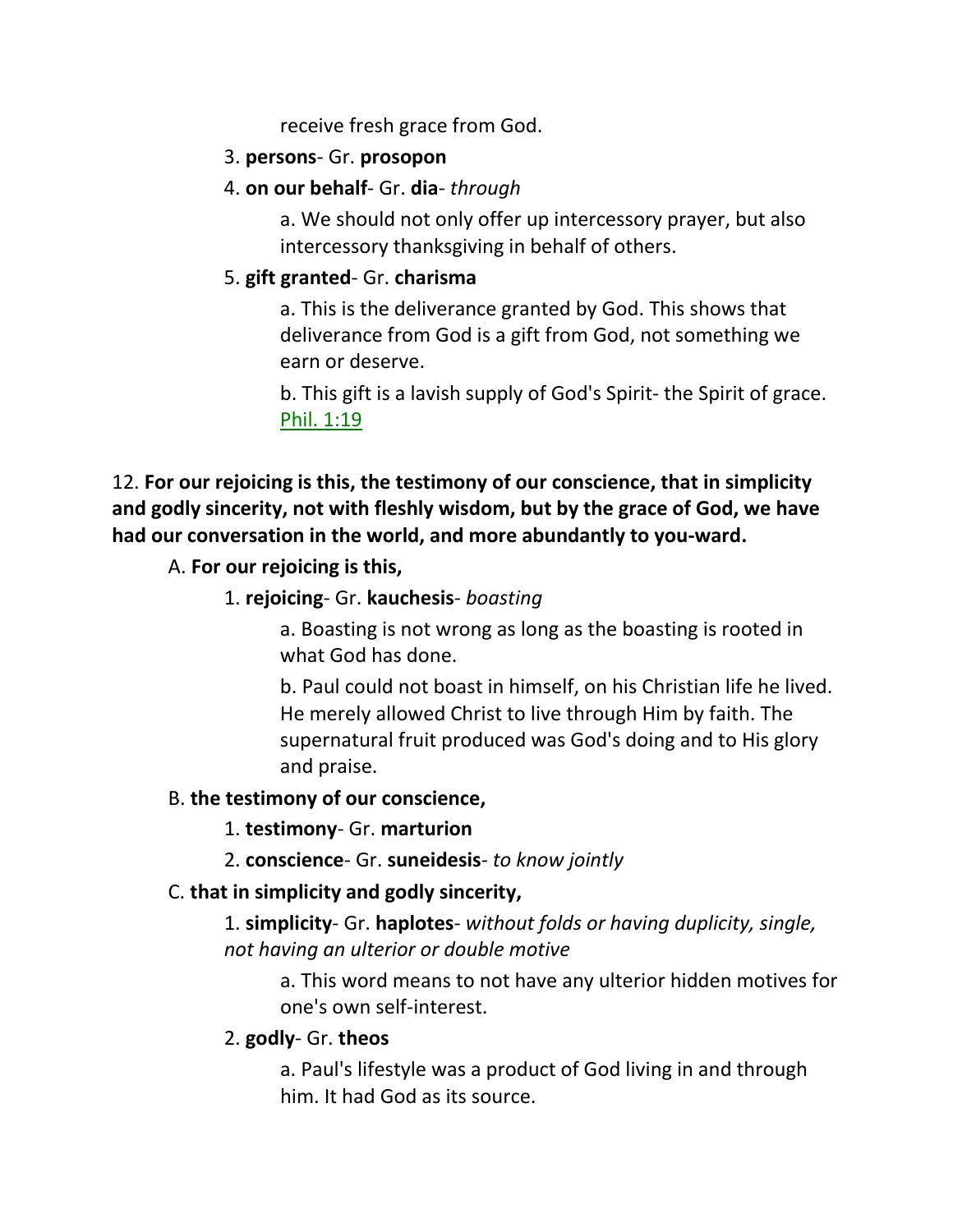receive fresh grace from God.

3. **persons**- Gr. **prosopon**

4. **on our behalf**- Gr. **dia**- *through*

   a. We should not only offer up intercessory prayer, but also intercessory thanksgiving in behalf of others.

5. **gift granted**- Gr. **charisma**

   a. This is the deliverance granted by God. This shows that deliverance from God is a gift from God, not something we earn or deserve.

   b. This gift is a lavish supply of God's Spirit- the Spirit of grace. Phil. 1:19

12. **For our rejoicing is this, the testimony of our conscience, that in simplicity and godly sincerity, not with fleshly wisdom, but by the grace of God, we have had our conversation in the world, and more abundantly to you-ward.**

A. **For our rejoicing is this,**

1. **rejoicing**- Gr. **kauchesis**- *boasting*

   a. Boasting is not wrong as long as the boasting is rooted in what God has done.

   b. Paul could not boast in himself, on his Christian life he lived. He merely allowed Christ to live through Him by faith. The supernatural fruit produced was God's doing and to His glory and praise.

B. **the testimony of our conscience,**

1. **testimony**- Gr. **marturion**

2. **conscience**- Gr. **suneidesis**- *to know jointly*

C. **that in simplicity and godly sincerity,**

1. **simplicity**- Gr. **haplotes**- *without folds or having duplicity, single, not having an ulterior or double motive*

   a. This word means to not have any ulterior hidden motives for one's own self-interest.

2. **godly**- Gr. **theos**

   a. Paul's lifestyle was a product of God living in and through him. It had God as its source.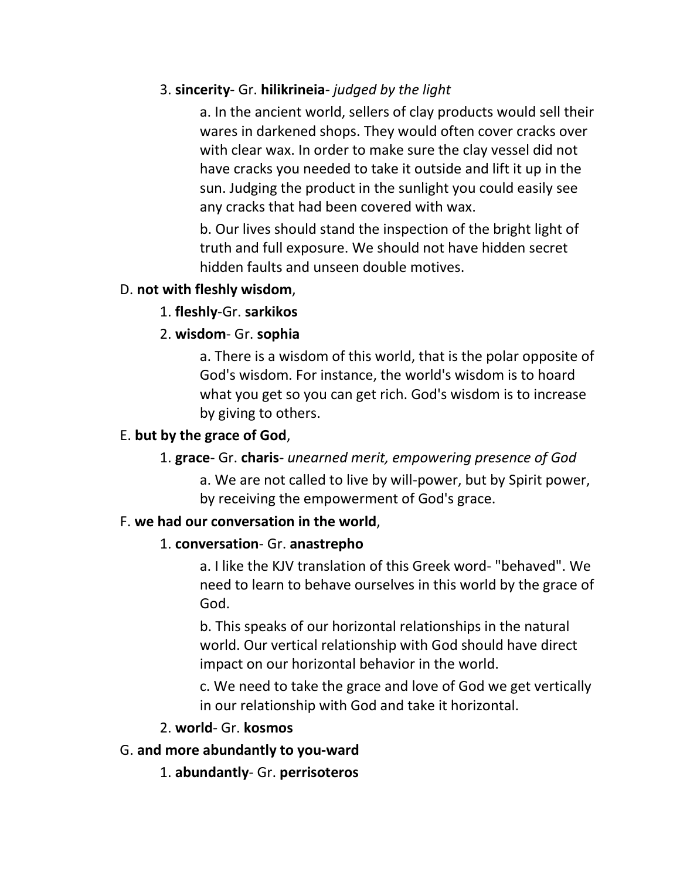3. **sincerity**- Gr. **hilikrineia**- *judged by the light*

a. In the ancient world, sellers of clay products would sell their wares in darkened shops. They would often cover cracks over with clear wax. In order to make sure the clay vessel did not have cracks you needed to take it outside and lift it up in the sun. Judging the product in the sunlight you could easily see any cracks that had been covered with wax.

b. Our lives should stand the inspection of the bright light of truth and full exposure. We should not have hidden secret hidden faults and unseen double motives.

D. **not with fleshly wisdom**,

1. **fleshly**-Gr. **sarkikos**

2. **wisdom**- Gr. **sophia**

a. There is a wisdom of this world, that is the polar opposite of God's wisdom. For instance, the world's wisdom is to hoard what you get so you can get rich. God's wisdom is to increase by giving to others.

E. **but by the grace of God**,

1. **grace**- Gr. **charis**- *unearned merit, empowering presence of God*

a. We are not called to live by will-power, but by Spirit power, by receiving the empowerment of God's grace.

F. **we had our conversation in the world**,

1. **conversation**- Gr. **anastrepho**

a. I like the KJV translation of this Greek word- "behaved". We need to learn to behave ourselves in this world by the grace of God.

b. This speaks of our horizontal relationships in the natural world. Our vertical relationship with God should have direct impact on our horizontal behavior in the world.

c. We need to take the grace and love of God we get vertically in our relationship with God and take it horizontal.

2. **world**- Gr. **kosmos**

G. **and more abundantly to you-ward**

1. **abundantly**- Gr. **perrisoteros**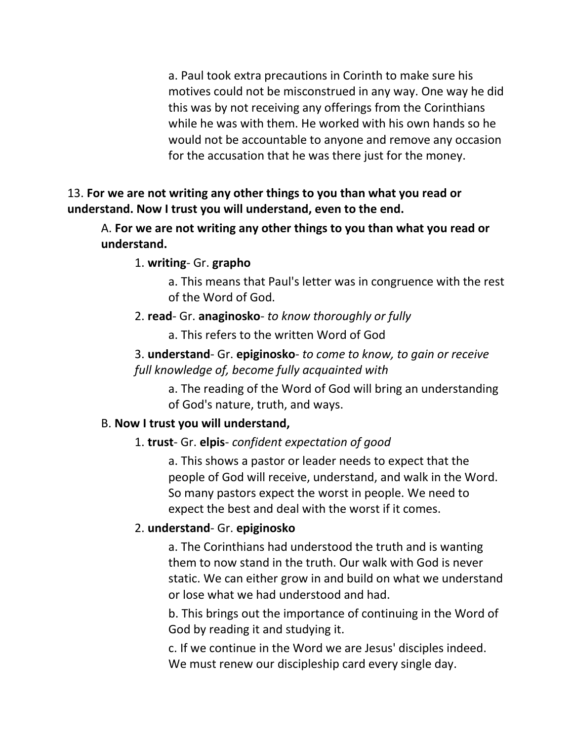a. Paul took extra precautions in Corinth to make sure his motives could not be misconstrued in any way. One way he did this was by not receiving any offerings from the Corinthians while he was with them. He worked with his own hands so he would not be accountable to anyone and remove any occasion for the accusation that he was there just for the money.

13. **For we are not writing any other things to you than what you read or understand. Now I trust you will understand, even to the end.**

A. **For we are not writing any other things to you than what you read or understand.**

1. **writing**- Gr. **grapho**

a. This means that Paul's letter was in congruence with the rest of the Word of God.

2. **read**- Gr. **anaginosko**- *to know thoroughly or fully*

a. This refers to the written Word of God

3. **understand**- Gr. **epiginosko**- *to come to know, to gain or receive full knowledge of, become fully acquainted with*

a. The reading of the Word of God will bring an understanding of God's nature, truth, and ways.

B. **Now I trust you will understand,**

1. **trust**- Gr. **elpis**- *confident expectation of good*

a. This shows a pastor or leader needs to expect that the people of God will receive, understand, and walk in the Word. So many pastors expect the worst in people. We need to expect the best and deal with the worst if it comes.

2. **understand**- Gr. **epiginosko**

a. The Corinthians had understood the truth and is wanting them to now stand in the truth. Our walk with God is never static. We can either grow in and build on what we understand or lose what we had understood and had.

b. This brings out the importance of continuing in the Word of God by reading it and studying it.

c. If we continue in the Word we are Jesus' disciples indeed. We must renew our discipleship card every single day.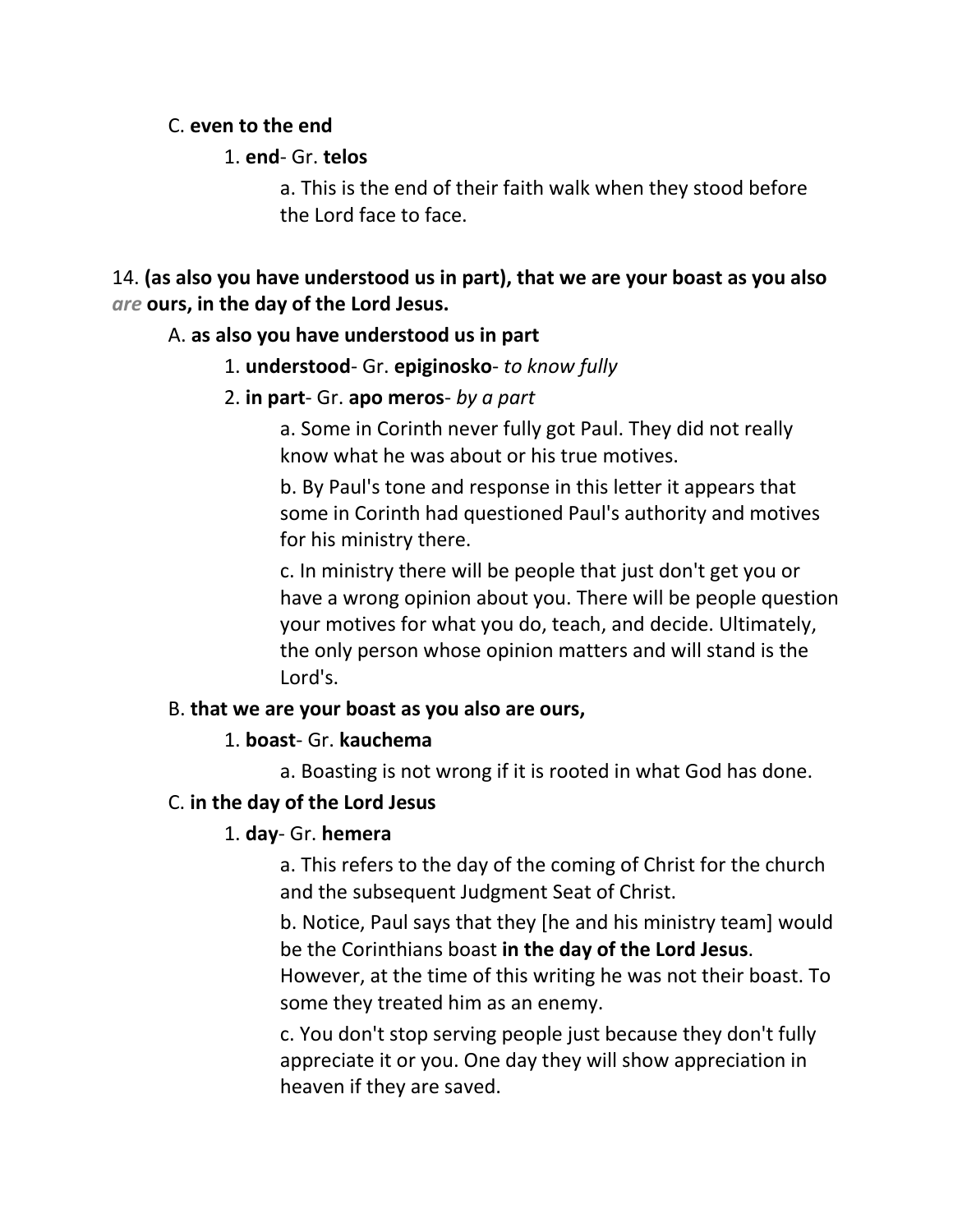C. **even to the end**

1. **end**- Gr. **telos**

a. This is the end of their faith walk when they stood before the Lord face to face.

14. **(as also you have understood us in part), that we are your boast as you also *are* ours, in the day of the Lord Jesus.**

A. **as also you have understood us in part**

1. **understood**- Gr. **epiginosko**- *to know fully*

2. **in part**- Gr. **apo meros**- *by a part*

a. Some in Corinth never fully got Paul. They did not really know what he was about or his true motives.

b. By Paul's tone and response in this letter it appears that some in Corinth had questioned Paul's authority and motives for his ministry there.

c. In ministry there will be people that just don't get you or have a wrong opinion about you. There will be people question your motives for what you do, teach, and decide. Ultimately, the only person whose opinion matters and will stand is the Lord's.

B. **that we are your boast as you also are ours,**

1. **boast**- Gr. **kauchema**

a. Boasting is not wrong if it is rooted in what God has done.

C. **in the day of the Lord Jesus**

1. **day**- Gr. **hemera**

a. This refers to the day of the coming of Christ for the church and the subsequent Judgment Seat of Christ.

b. Notice, Paul says that they [he and his ministry team] would be the Corinthians boast **in the day of the Lord Jesus**. However, at the time of this writing he was not their boast. To some they treated him as an enemy.

c. You don't stop serving people just because they don't fully appreciate it or you. One day they will show appreciation in heaven if they are saved.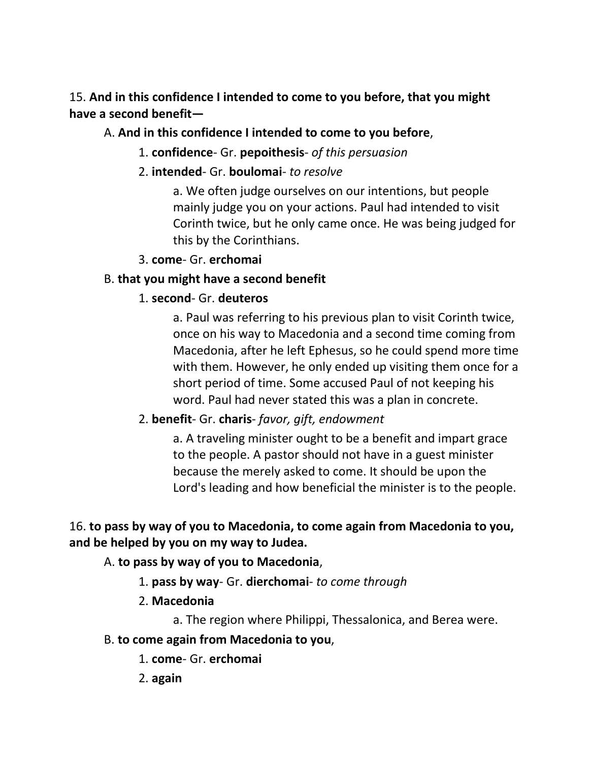15. **And in this confidence I intended to come to you before, that you might have a second benefit—**

A. **And in this confidence I intended to come to you before**,

1. **confidence**- Gr. **pepoithesis**- *of this persuasion*

2. **intended**- Gr. **boulomai**- *to resolve*

a. We often judge ourselves on our intentions, but people mainly judge you on your actions. Paul had intended to visit Corinth twice, but he only came once. He was being judged for this by the Corinthians.

3. **come**- Gr. **erchomai**

B. **that you might have a second benefit**

1. **second**- Gr. **deuteros**

a. Paul was referring to his previous plan to visit Corinth twice, once on his way to Macedonia and a second time coming from Macedonia, after he left Ephesus, so he could spend more time with them. However, he only ended up visiting them once for a short period of time. Some accused Paul of not keeping his word. Paul had never stated this was a plan in concrete.

2. **benefit**- Gr. **charis**- *favor, gift, endowment*

a. A traveling minister ought to be a benefit and impart grace to the people. A pastor should not have in a guest minister because the merely asked to come. It should be upon the Lord's leading and how beneficial the minister is to the people.

16. **to pass by way of you to Macedonia, to come again from Macedonia to you, and be helped by you on my way to Judea.**

A. **to pass by way of you to Macedonia**,

1. **pass by way**- Gr. **dierchomai**- *to come through*

2. **Macedonia**

a. The region where Philippi, Thessalonica, and Berea were.

B. **to come again from Macedonia to you**,

1. **come**- Gr. **erchomai**

2. **again**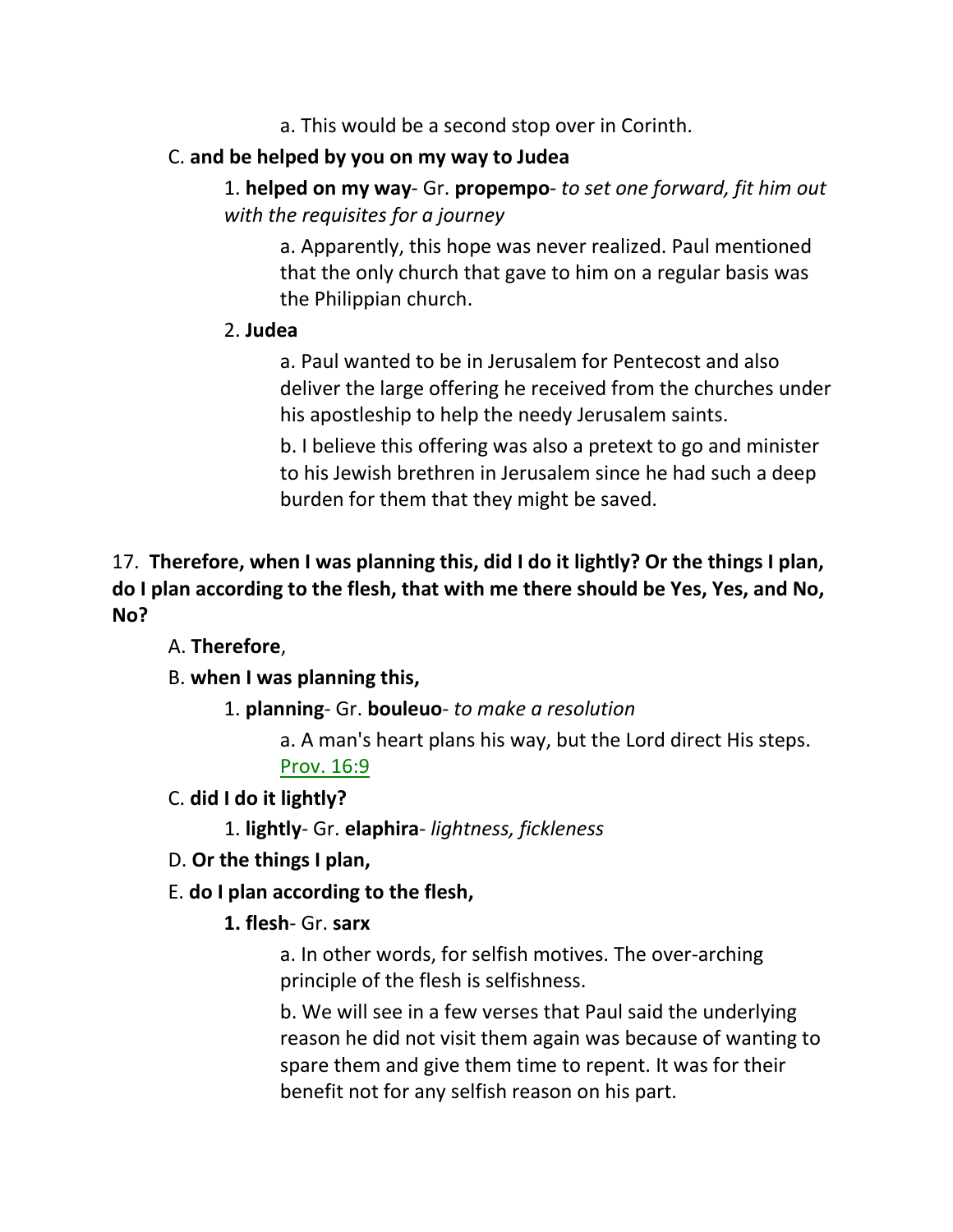a. This would be a second stop over in Corinth.

C. **and be helped by you on my way to Judea**

1. **helped on my way**- Gr. **propempo**- *to set one forward, fit him out with the requisites for a journey*

a. Apparently, this hope was never realized. Paul mentioned that the only church that gave to him on a regular basis was the Philippian church.

2. **Judea**

a. Paul wanted to be in Jerusalem for Pentecost and also deliver the large offering he received from the churches under his apostleship to help the needy Jerusalem saints.

b. I believe this offering was also a pretext to go and minister to his Jewish brethren in Jerusalem since he had such a deep burden for them that they might be saved.

17. **Therefore, when I was planning this, did I do it lightly? Or the things I plan, do I plan according to the flesh, that with me there should be Yes, Yes, and No, No?**

A. **Therefore**,

B. **when I was planning this,**

1. **planning**- Gr. **bouleuo**- *to make a resolution*

a. A man's heart plans his way, but the Lord direct His steps. Prov. 16:9

C. **did I do it lightly?**

1. **lightly**- Gr. **elaphira**- *lightness, fickleness*

D. **Or the things I plan,**

E. **do I plan according to the flesh,**

**1. flesh**- Gr. **sarx**

a. In other words, for selfish motives. The over-arching principle of the flesh is selfishness.

b. We will see in a few verses that Paul said the underlying reason he did not visit them again was because of wanting to spare them and give them time to repent. It was for their benefit not for any selfish reason on his part.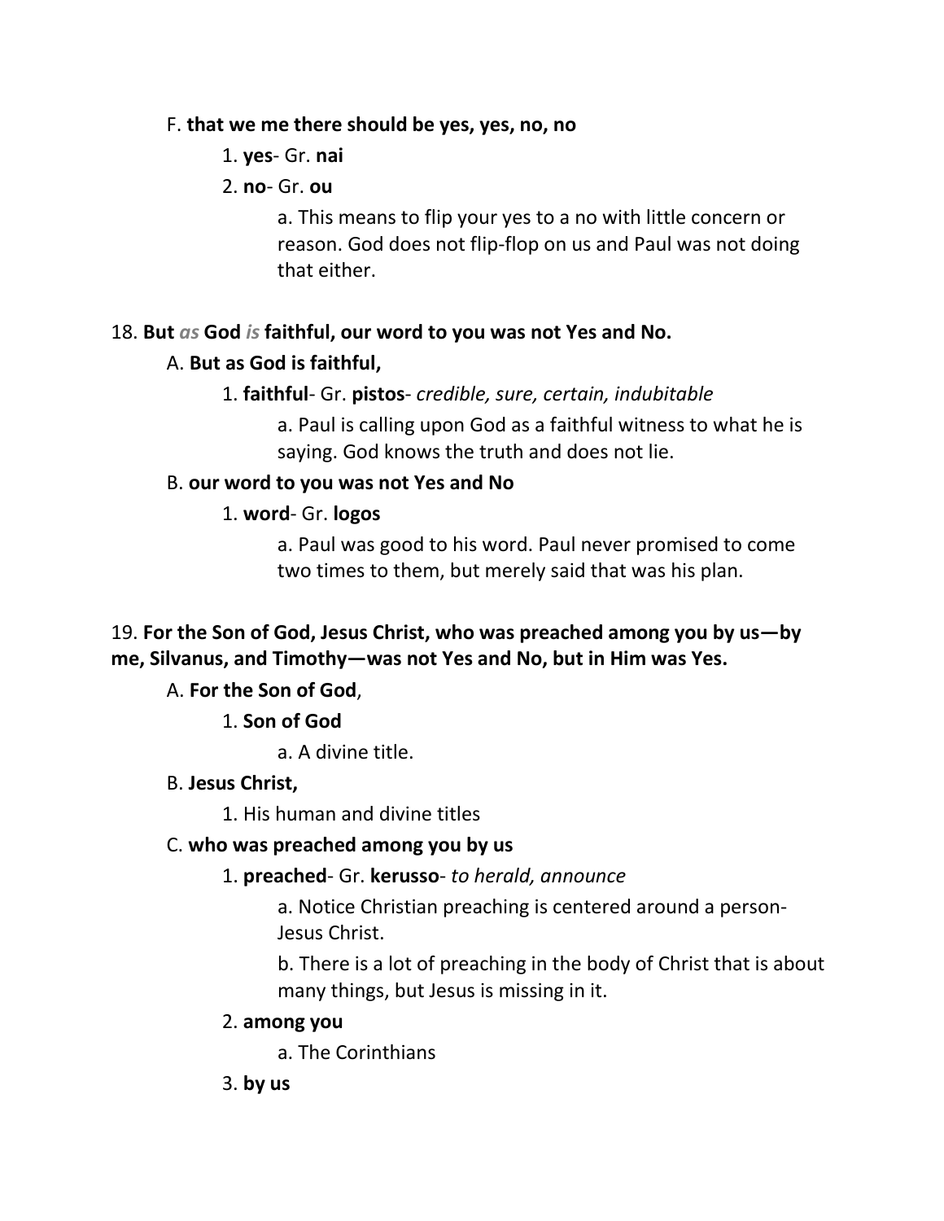F. **that we me there should be yes, yes, no, no**

1. **yes**- Gr. **nai**

2. **no**- Gr. **ou**

a. This means to flip your yes to a no with little concern or reason. God does not flip-flop on us and Paul was not doing that either.

18. **But** ***as*** **God** ***is*** **faithful, our word to you was not Yes and No.**

A. **But as God is faithful,**

1. **faithful**- Gr. **pistos**- *credible, sure, certain, indubitable*

a. Paul is calling upon God as a faithful witness to what he is saying. God knows the truth and does not lie.

B. **our word to you was not Yes and No**

1. **word**- Gr. **logos**

a. Paul was good to his word. Paul never promised to come two times to them, but merely said that was his plan.

19. **For the Son of God, Jesus Christ, who was preached among you by us—by me, Silvanus, and Timothy—was not Yes and No, but in Him was Yes.**

A. **For the Son of God**,

1. **Son of God**

a. A divine title.

B. **Jesus Christ,**

1. His human and divine titles

C. **who was preached among you by us**

1. **preached**- Gr. **kerusso**- *to herald, announce*

a. Notice Christian preaching is centered around a person- Jesus Christ.

b. There is a lot of preaching in the body of Christ that is about many things, but Jesus is missing in it.

2. **among you**

a. The Corinthians

3. **by us**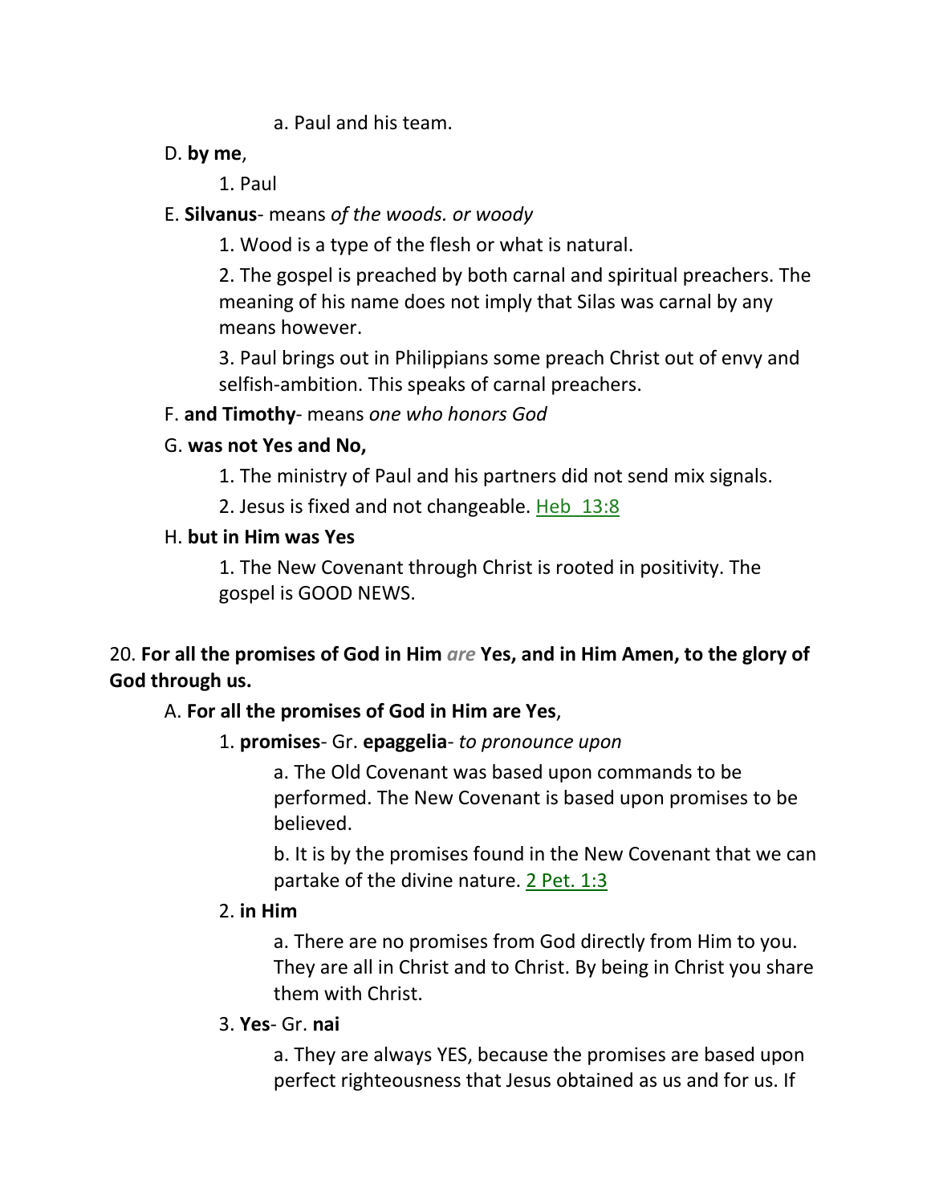a. Paul and his team.

D. **by me**,

1. Paul

E. **Silvanus**- means *of the woods. or woody*

1. Wood is a type of the flesh or what is natural.

2. The gospel is preached by both carnal and spiritual preachers. The meaning of his name does not imply that Silas was carnal by any means however.

3. Paul brings out in Philippians some preach Christ out of envy and selfish-ambition. This speaks of carnal preachers.

F. **and Timothy**- means *one who honors God*

G. **was not Yes and No,**

1. The ministry of Paul and his partners did not send mix signals.

2. Jesus is fixed and not changeable. Heb 13:8

H. **but in Him was Yes**

1. The New Covenant through Christ is rooted in positivity. The gospel is GOOD NEWS.

20. **For all the promises of God in Him** *are* **Yes, and in Him Amen, to the glory of God through us.**

A. **For all the promises of God in Him are Yes**,

1. **promises**- Gr. **epaggelia**- *to pronounce upon*

a. The Old Covenant was based upon commands to be performed. The New Covenant is based upon promises to be believed.

b. It is by the promises found in the New Covenant that we can partake of the divine nature. 2 Pet. 1:3

2. **in Him**

a. There are no promises from God directly from Him to you. They are all in Christ and to Christ. By being in Christ you share them with Christ.

3. **Yes**- Gr. **nai**

a. They are always YES, because the promises are based upon perfect righteousness that Jesus obtained as us and for us. If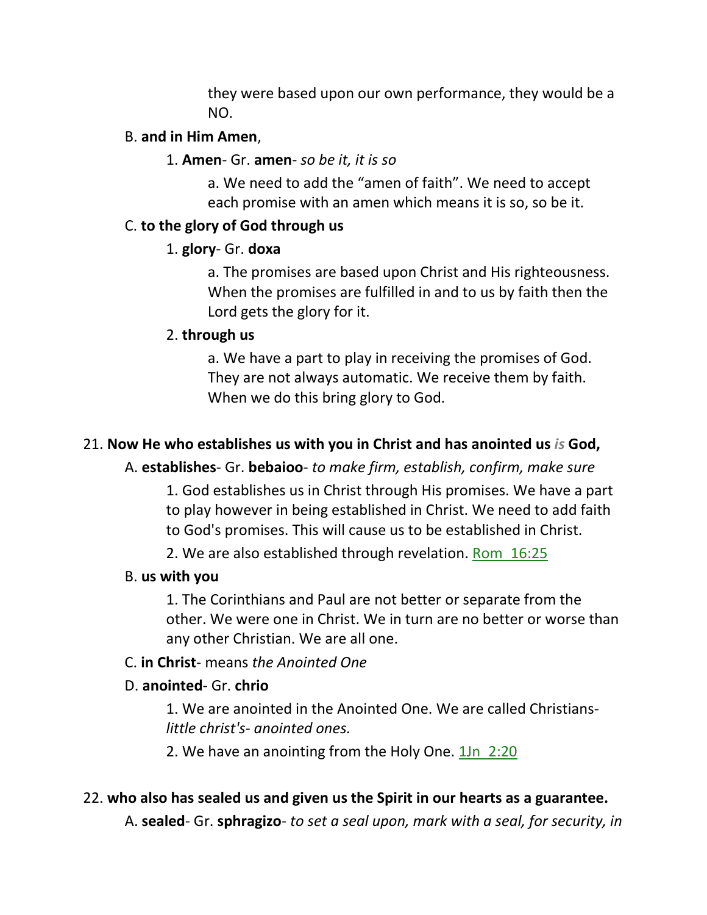they were based upon our own performance, they would be a NO.

B. **and in Him Amen**,

1. **Amen**- Gr. **amen**- *so be it, it is so*

a. We need to add the "amen of faith". We need to accept each promise with an amen which means it is so, so be it.

C. **to the glory of God through us**

1. **glory**- Gr. **doxa**

a. The promises are based upon Christ and His righteousness. When the promises are fulfilled in and to us by faith then the Lord gets the glory for it.

2. **through us**

a. We have a part to play in receiving the promises of God. They are not always automatic. We receive them by faith. When we do this bring glory to God.

21. **Now He who establishes us with you in Christ and has anointed us *is* God,**

A. **establishes**- Gr. **bebaioo**- *to make firm, establish, confirm, make sure*

1. God establishes us in Christ through His promises. We have a part to play however in being established in Christ. We need to add faith to God's promises. This will cause us to be established in Christ.

2. We are also established through revelation. Rom 16:25

B. **us with you**

1. The Corinthians and Paul are not better or separate from the other. We were one in Christ. We in turn are no better or worse than any other Christian. We are all one.

C. **in Christ**- means *the Anointed One*

D. **anointed**- Gr. **chrio**

1. We are anointed in the Anointed One. We are called Christians- *little christ's- anointed ones.*

2. We have an anointing from the Holy One. 1Jn 2:20

22. **who also has sealed us and given us the Spirit in our hearts as a guarantee.**

A. **sealed**- Gr. **sphragizo**- *to set a seal upon, mark with a seal, for security, in*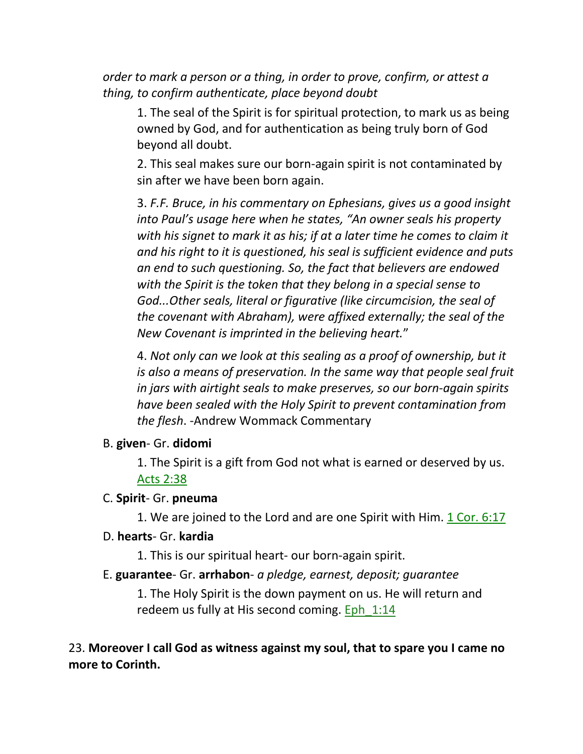*order to mark a person or a thing, in order to prove, confirm, or attest a thing, to confirm authenticate, place beyond doubt*

1. The seal of the Spirit is for spiritual protection, to mark us as being owned by God, and for authentication as being truly born of God beyond all doubt.

2. This seal makes sure our born-again spirit is not contaminated by sin after we have been born again.

3. *F.F. Bruce, in his commentary on Ephesians, gives us a good insight into Paul's usage here when he states, "An owner seals his property with his signet to mark it as his; if at a later time he comes to claim it and his right to it is questioned, his seal is sufficient evidence and puts an end to such questioning. So, the fact that believers are endowed with the Spirit is the token that they belong in a special sense to God...Other seals, literal or figurative (like circumcision, the seal of the covenant with Abraham), were affixed externally; the seal of the New Covenant is imprinted in the believing heart.*"

4. *Not only can we look at this sealing as a proof of ownership, but it is also a means of preservation. In the same way that people seal fruit in jars with airtight seals to make preserves, so our born-again spirits have been sealed with the Holy Spirit to prevent contamination from the flesh*. -Andrew Wommack Commentary

B. **given**- Gr. **didomi**

1. The Spirit is a gift from God not what is earned or deserved by us. Acts 2:38

C. **Spirit**- Gr. **pneuma**

1. We are joined to the Lord and are one Spirit with Him. 1 Cor. 6:17

D. **hearts**- Gr. **kardia**

1. This is our spiritual heart- our born-again spirit.

E. **guarantee**- Gr. **arrhabon**- *a pledge, earnest, deposit; guarantee*

1. The Holy Spirit is the down payment on us. He will return and redeem us fully at His second coming. Eph_1:14

23. **Moreover I call God as witness against my soul, that to spare you I came no more to Corinth.**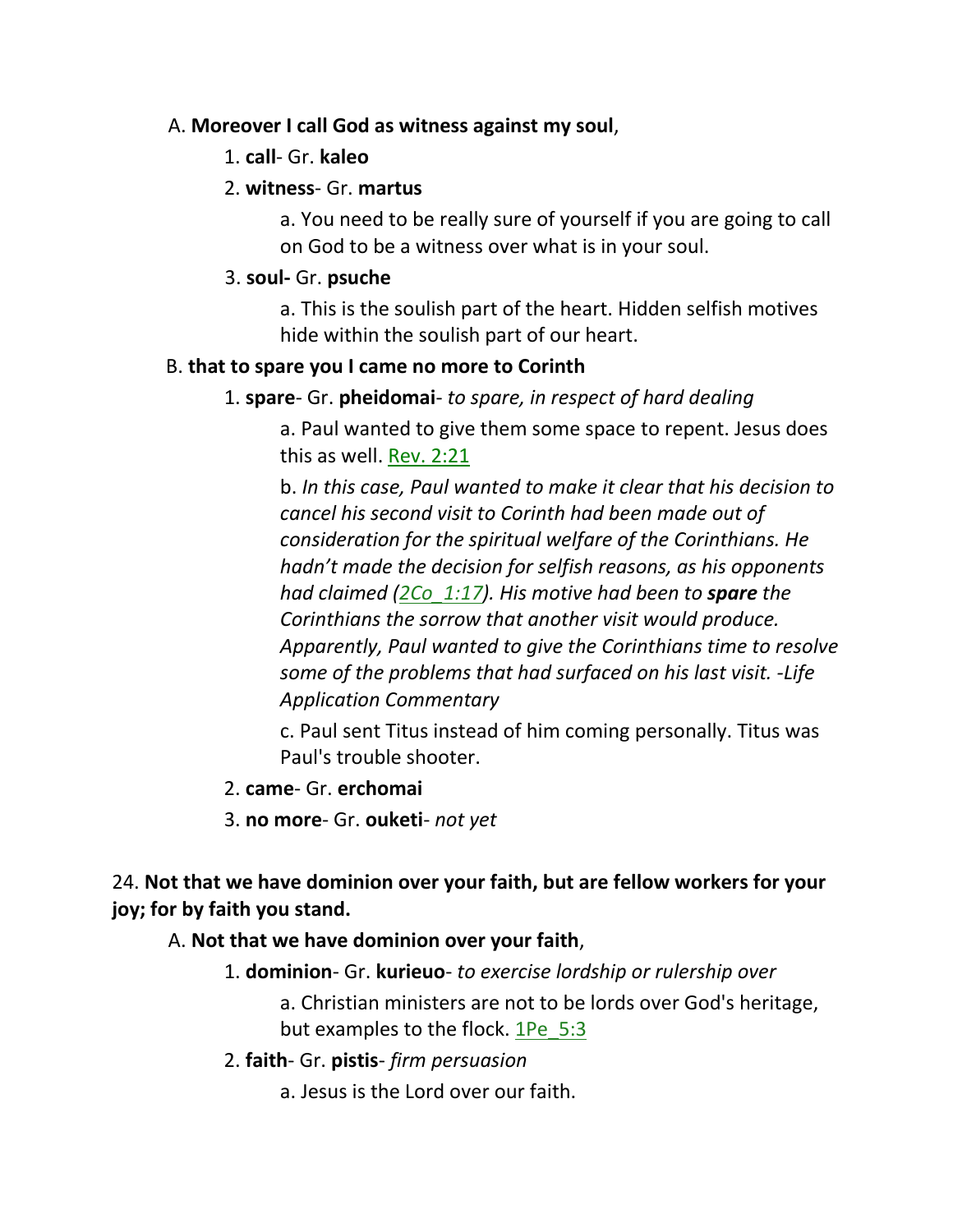A. **Moreover I call God as witness against my soul**,

1. **call**- Gr. **kaleo**

2. **witness**- Gr. **martus**

   a. You need to be really sure of yourself if you are going to call on God to be a witness over what is in your soul.

3. **soul-** Gr. **psuche**

   a. This is the soulish part of the heart. Hidden selfish motives hide within the soulish part of our heart.

B. **that to spare you I came no more to Corinth**

1. **spare**- Gr. **pheidomai**- *to spare, in respect of hard dealing*

   a. Paul wanted to give them some space to repent. Jesus does this as well. Rev. 2:21

   b. *In this case, Paul wanted to make it clear that his decision to cancel his second visit to Corinth had been made out of consideration for the spiritual welfare of the Corinthians. He hadn't made the decision for selfish reasons, as his opponents had claimed (2Co_1:17). His motive had been to* ***spare*** *the Corinthians the sorrow that another visit would produce. Apparently, Paul wanted to give the Corinthians time to resolve some of the problems that had surfaced on his last visit. -Life Application Commentary*

   c. Paul sent Titus instead of him coming personally. Titus was Paul's trouble shooter.

2. **came**- Gr. **erchomai**

3. **no more**- Gr. **ouketi**- *not yet*

24. **Not that we have dominion over your faith, but are fellow workers for your joy; for by faith you stand.**

A. **Not that we have dominion over your faith**,

1. **dominion**- Gr. **kurieuo**- *to exercise lordship or rulership over*

   a. Christian ministers are not to be lords over God's heritage, but examples to the flock. 1Pe_5:3

2. **faith**- Gr. **pistis**- *firm persuasion*

   a. Jesus is the Lord over our faith.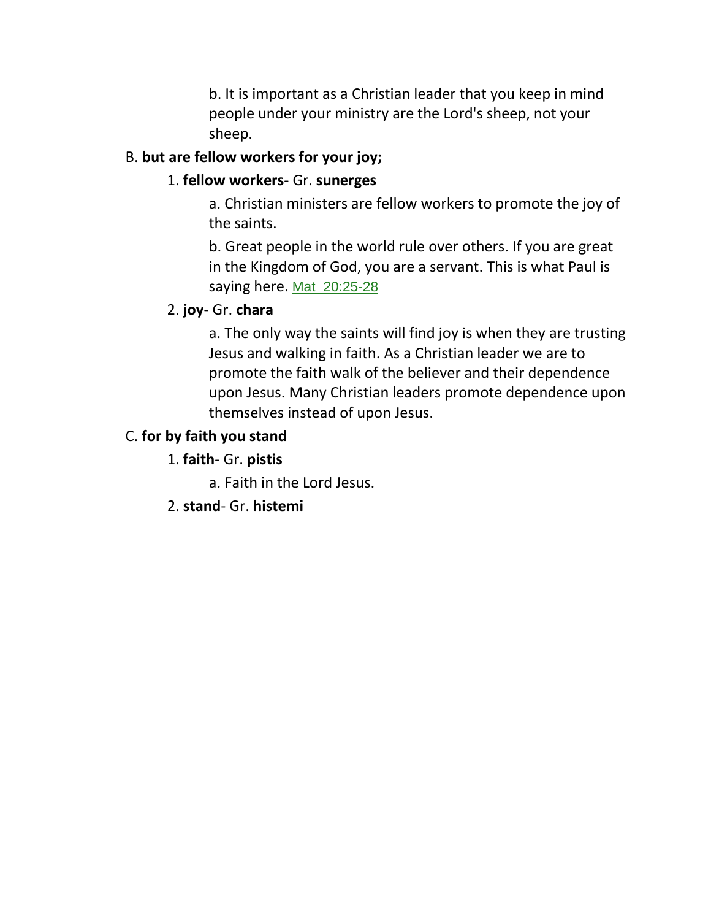b. It is important as a Christian leader that you keep in mind people under your ministry are the Lord's sheep, not your sheep.

B. **but are fellow workers for your joy;**

1. **fellow workers**- Gr. **sunerges**

a. Christian ministers are fellow workers to promote the joy of the saints.

b. Great people in the world rule over others. If you are great in the Kingdom of God, you are a servant. This is what Paul is saying here. Mat 20:25-28

2. **joy**- Gr. **chara**

a. The only way the saints will find joy is when they are trusting Jesus and walking in faith. As a Christian leader we are to promote the faith walk of the believer and their dependence upon Jesus. Many Christian leaders promote dependence upon themselves instead of upon Jesus.

C. **for by faith you stand**

1. **faith**- Gr. **pistis**

a. Faith in the Lord Jesus.

2. **stand**- Gr. **histemi**